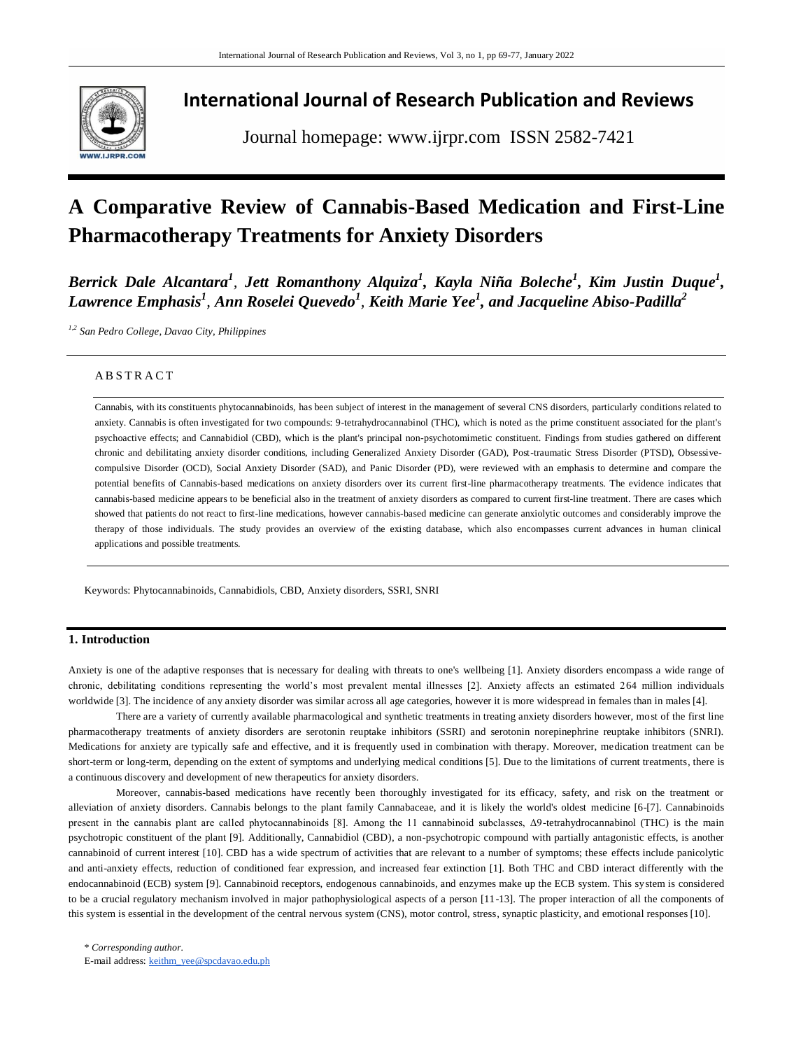# International Journal of Research Publication and Reviews

Journal homepage: www.ijrpr.com ISSN 2582-7421

# A Comparative Review of Cannabis-Based Medication and First-Line Pharmacotherapy Treatments for Anxiety Disorders

***Berrick Dale Alcantara[1], Jett Romanthony Alquiza[1], Kayla Niña Boleche[1], Kim Justin Duque[1], Lawrence Emphasis[1], Ann Roselei Quevedo[1], Keith Marie Yee[1], and Jacqueline Abiso-Padilla[2]***

*[1,2] San Pedro College, Davao City, Philippines*

## ABSTRACT

Cannabis, with its constituents phytocannabinoids, has been subject of interest in the management of several CNS disorders, particularly conditions related to anxiety. Cannabis is often investigated for two compounds: 9-tetrahydrocannabinol (THC), which is noted as the prime constituent associated for the plant's psychoactive effects; and Cannabidiol (CBD), which is the plant's principal non-psychotomimetic constituent. Findings from studies gathered on different chronic and debilitating anxiety disorder conditions, including Generalized Anxiety Disorder (GAD), Post-traumatic Stress Disorder (PTSD), Obsessive-compulsive Disorder (OCD), Social Anxiety Disorder (SAD), and Panic Disorder (PD), were reviewed with an emphasis to determine and compare the potential benefits of Cannabis-based medications on anxiety disorders over its current first-line pharmacotherapy treatments. The evidence indicates that cannabis-based medicine appears to be beneficial also in the treatment of anxiety disorders as compared to current first-line treatment. There are cases which showed that patients do not react to first-line medications, however cannabis-based medicine can generate anxiolytic outcomes and considerably improve the therapy of those individuals. The study provides an overview of the existing database, which also encompasses current advances in human clinical applications and possible treatments.

Keywords: Phytocannabinoids, Cannabidiols, CBD, Anxiety disorders, SSRI, SNRI

## 1. Introduction

Anxiety is one of the adaptive responses that is necessary for dealing with threats to one's wellbeing [1]. Anxiety disorders encompass a wide range of chronic, debilitating conditions representing the world's most prevalent mental illnesses [2]. Anxiety affects an estimated 264 million individuals worldwide [3]. The incidence of any anxiety disorder was similar across all age categories, however it is more widespread in females than in males [4].

There are a variety of currently available pharmacological and synthetic treatments in treating anxiety disorders however, most of the first line pharmacotherapy treatments of anxiety disorders are serotonin reuptake inhibitors (SSRI) and serotonin norepinephrine reuptake inhibitors (SNRI). Medications for anxiety are typically safe and effective, and it is frequently used in combination with therapy. Moreover, medication treatment can be short-term or long-term, depending on the extent of symptoms and underlying medical conditions [5]. Due to the limitations of current treatments, there is a continuous discovery and development of new therapeutics for anxiety disorders.

Moreover, cannabis-based medications have recently been thoroughly investigated for its efficacy, safety, and risk on the treatment or alleviation of anxiety disorders. Cannabis belongs to the plant family Cannabaceae, and it is likely the world's oldest medicine [6-[7]. Cannabinoids present in the cannabis plant are called phytocannabinoids [8]. Among the 11 cannabinoid subclasses, Δ9-tetrahydrocannabinol (THC) is the main psychotropic constituent of the plant [9]. Additionally, Cannabidiol (CBD), a non-psychotropic compound with partially antagonistic effects, is another cannabinoid of current interest [10]. CBD has a wide spectrum of activities that are relevant to a number of symptoms; these effects include panicolytic and anti-anxiety effects, reduction of conditioned fear expression, and increased fear extinction [1]. Both THC and CBD interact differently with the endocannabinoid (ECB) system [9]. Cannabinoid receptors, endogenous cannabinoids, and enzymes make up the ECB system. This system is considered to be a crucial regulatory mechanism involved in major pathophysiological aspects of a person [11-13]. The proper interaction of all the components of this system is essential in the development of the central nervous system (CNS), motor control, stress, synaptic plasticity, and emotional responses [10].

\* *Corresponding author.*
E-mail address: keithm_yee@spcdavao.edu.ph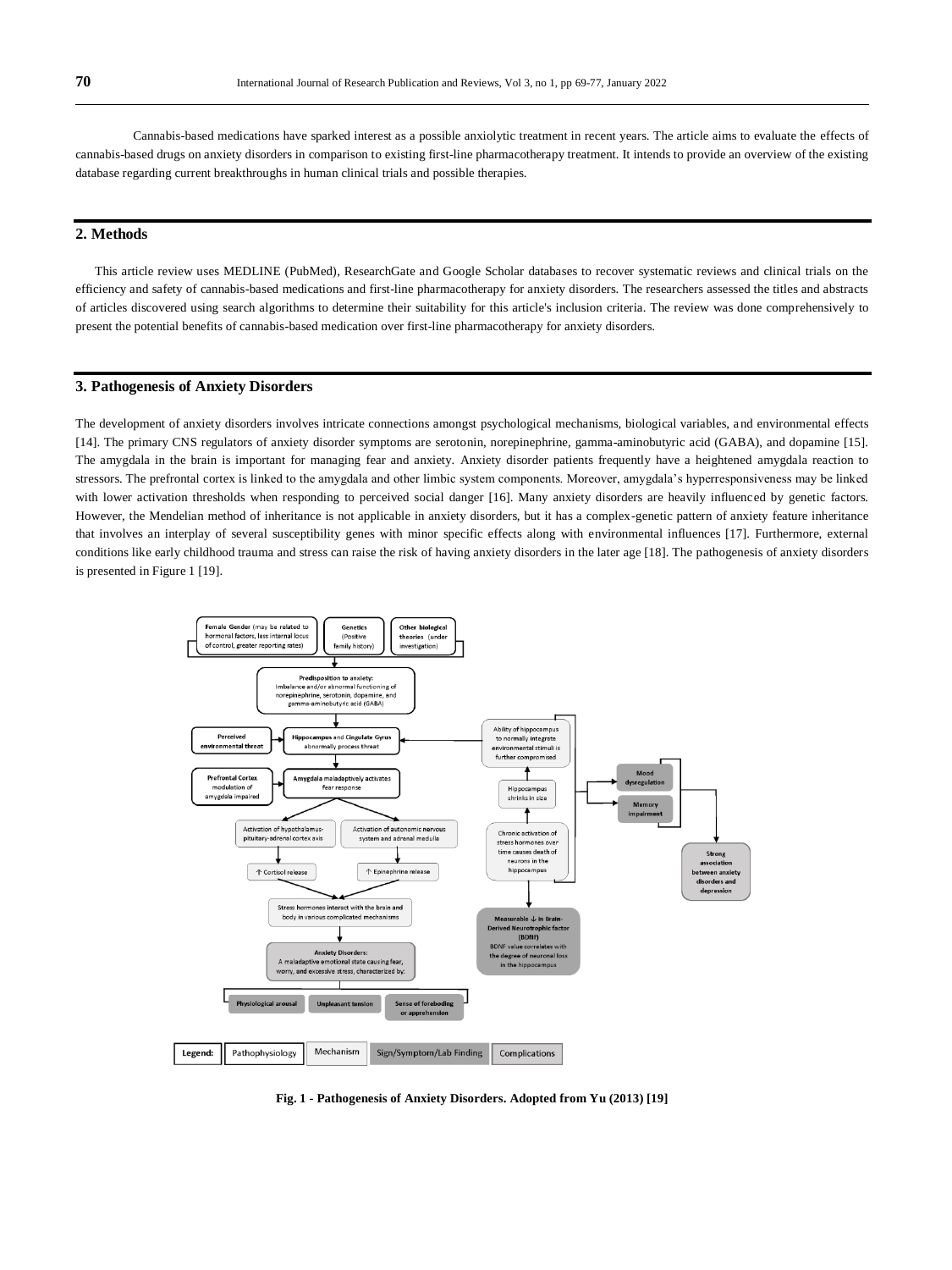Cannabis-based medications have sparked interest as a possible anxiolytic treatment in recent years. The article aims to evaluate the effects of cannabis-based drugs on anxiety disorders in comparison to existing first-line pharmacotherapy treatment. It intends to provide an overview of the existing database regarding current breakthroughs in human clinical trials and possible therapies.

## 2. Methods

This article review uses MEDLINE (PubMed), ResearchGate and Google Scholar databases to recover systematic reviews and clinical trials on the efficiency and safety of cannabis-based medications and first-line pharmacotherapy for anxiety disorders. The researchers assessed the titles and abstracts of articles discovered using search algorithms to determine their suitability for this article's inclusion criteria. The review was done comprehensively to present the potential benefits of cannabis-based medication over first-line pharmacotherapy for anxiety disorders.

## 3. Pathogenesis of Anxiety Disorders

The development of anxiety disorders involves intricate connections amongst psychological mechanisms, biological variables, and environmental effects [14]. The primary CNS regulators of anxiety disorder symptoms are serotonin, norepinephrine, gamma-aminobutyric acid (GABA), and dopamine [15]. The amygdala in the brain is important for managing fear and anxiety. Anxiety disorder patients frequently have a heightened amygdala reaction to stressors. The prefrontal cortex is linked to the amygdala and other limbic system components. Moreover, amygdala's hyperresponsiveness may be linked with lower activation thresholds when responding to perceived social danger [16]. Many anxiety disorders are heavily influenced by genetic factors. However, the Mendelian method of inheritance is not applicable in anxiety disorders, but it has a complex-genetic pattern of anxiety feature inheritance that involves an interplay of several susceptibility genes with minor specific effects along with environmental influences [17]. Furthermore, external conditions like early childhood trauma and stress can raise the risk of having anxiety disorders in the later age [18]. The pathogenesis of anxiety disorders is presented in Figure 1 [19].

**Fig. 1 - Pathogenesis of Anxiety Disorders. Adopted from Yu (2013) [19]**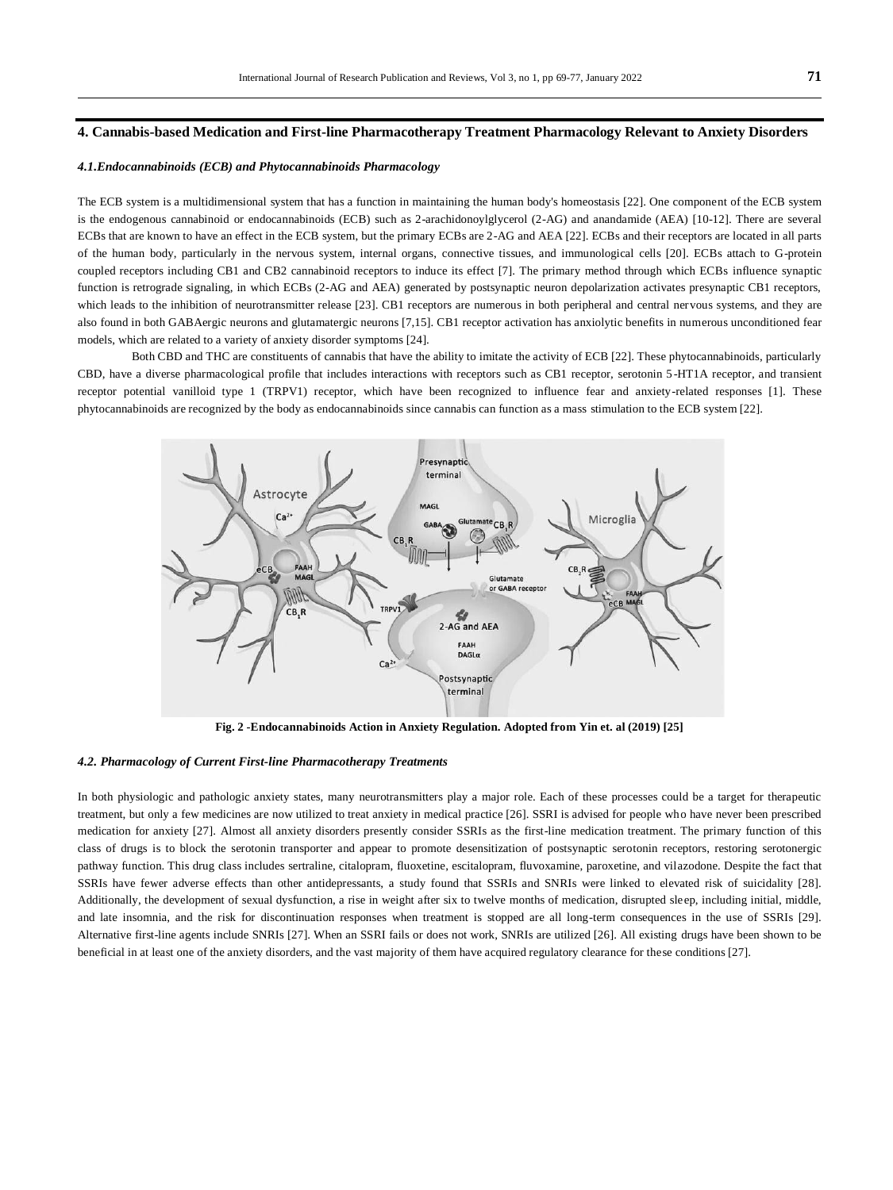## 4. Cannabis-based Medication and First-line Pharmacotherapy Treatment Pharmacology Relevant to Anxiety Disorders

### *4.1.Endocannabinoids (ECB) and Phytocannabinoids Pharmacology*

The ECB system is a multidimensional system that has a function in maintaining the human body's homeostasis [22]. One component of the ECB system is the endogenous cannabinoid or endocannabinoids (ECB) such as 2-arachidonoylglycerol (2-AG) and anandamide (AEA) [10-12]. There are several ECBs that are known to have an effect in the ECB system, but the primary ECBs are 2-AG and AEA [22]. ECBs and their receptors are located in all parts of the human body, particularly in the nervous system, internal organs, connective tissues, and immunological cells [20]. ECBs attach to G-protein coupled receptors including CB1 and CB2 cannabinoid receptors to induce its effect [7]. The primary method through which ECBs influence synaptic function is retrograde signaling, in which ECBs (2-AG and AEA) generated by postsynaptic neuron depolarization activates presynaptic CB1 receptors, which leads to the inhibition of neurotransmitter release [23]. CB1 receptors are numerous in both peripheral and central nervous systems, and they are also found in both GABAergic neurons and glutamatergic neurons [7,15]. CB1 receptor activation has anxiolytic benefits in numerous unconditioned fear models, which are related to a variety of anxiety disorder symptoms [24].

Both CBD and THC are constituents of cannabis that have the ability to imitate the activity of ECB [22]. These phytocannabinoids, particularly CBD, have a diverse pharmacological profile that includes interactions with receptors such as CB1 receptor, serotonin 5-HT1A receptor, and transient receptor potential vanilloid type 1 (TRPV1) receptor, which have been recognized to influence fear and anxiety-related responses [1]. These phytocannabinoids are recognized by the body as endocannabinoids since cannabis can function as a mass stimulation to the ECB system [22].

**Fig. 2 -Endocannabinoids Action in Anxiety Regulation. Adopted from Yin et. al (2019) [25]**

### *4.2. Pharmacology of Current First-line Pharmacotherapy Treatments*

In both physiologic and pathologic anxiety states, many neurotransmitters play a major role. Each of these processes could be a target for therapeutic treatment, but only a few medicines are now utilized to treat anxiety in medical practice [26]. SSRI is advised for people who have never been prescribed medication for anxiety [27]. Almost all anxiety disorders presently consider SSRIs as the first-line medication treatment. The primary function of this class of drugs is to block the serotonin transporter and appear to promote desensitization of postsynaptic serotonin receptors, restoring serotonergic pathway function. This drug class includes sertraline, citalopram, fluoxetine, escitalopram, fluvoxamine, paroxetine, and vilazodone. Despite the fact that SSRIs have fewer adverse effects than other antidepressants, a study found that SSRIs and SNRIs were linked to elevated risk of suicidality [28]. Additionally, the development of sexual dysfunction, a rise in weight after six to twelve months of medication, disrupted sleep, including initial, middle, and late insomnia, and the risk for discontinuation responses when treatment is stopped are all long-term consequences in the use of SSRIs [29]. Alternative first-line agents include SNRIs [27]. When an SSRI fails or does not work, SNRIs are utilized [26]. All existing drugs have been shown to be beneficial in at least one of the anxiety disorders, and the vast majority of them have acquired regulatory clearance for these conditions [27].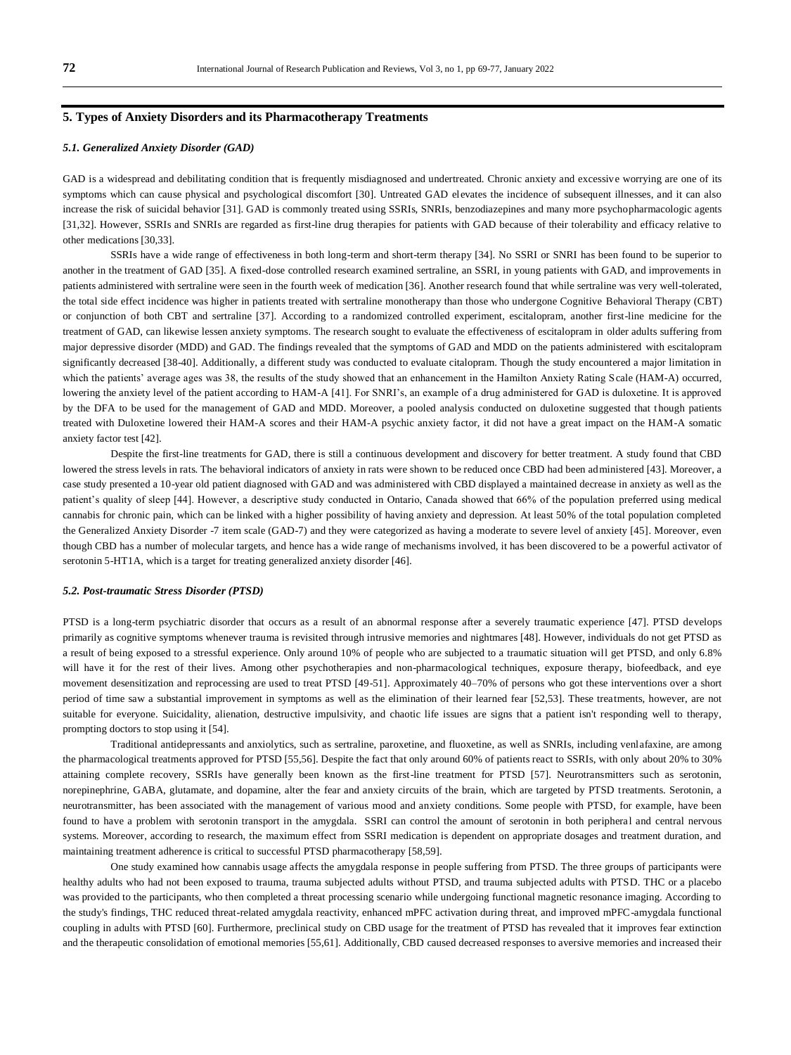## 5. Types of Anxiety Disorders and its Pharmacotherapy Treatments

### *5.1. Generalized Anxiety Disorder (GAD)*

GAD is a widespread and debilitating condition that is frequently misdiagnosed and undertreated. Chronic anxiety and excessive worrying are one of its symptoms which can cause physical and psychological discomfort [30]. Untreated GAD elevates the incidence of subsequent illnesses, and it can also increase the risk of suicidal behavior [31]. GAD is commonly treated using SSRIs, SNRIs, benzodiazepines and many more psychopharmacologic agents [31,32]. However, SSRIs and SNRIs are regarded as first-line drug therapies for patients with GAD because of their tolerability and efficacy relative to other medications [30,33].

SSRIs have a wide range of effectiveness in both long-term and short-term therapy [34]. No SSRI or SNRI has been found to be superior to another in the treatment of GAD [35]. A fixed-dose controlled research examined sertraline, an SSRI, in young patients with GAD, and improvements in patients administered with sertraline were seen in the fourth week of medication [36]. Another research found that while sertraline was very well-tolerated, the total side effect incidence was higher in patients treated with sertraline monotherapy than those who undergone Cognitive Behavioral Therapy (CBT) or conjunction of both CBT and sertraline [37]. According to a randomized controlled experiment, escitalopram, another first-line medicine for the treatment of GAD, can likewise lessen anxiety symptoms. The research sought to evaluate the effectiveness of escitalopram in older adults suffering from major depressive disorder (MDD) and GAD. The findings revealed that the symptoms of GAD and MDD on the patients administered with escitalopram significantly decreased [38-40]. Additionally, a different study was conducted to evaluate citalopram. Though the study encountered a major limitation in which the patients' average ages was 38, the results of the study showed that an enhancement in the Hamilton Anxiety Rating Scale (HAM-A) occurred, lowering the anxiety level of the patient according to HAM-A [41]. For SNRI's, an example of a drug administered for GAD is duloxetine. It is approved by the DFA to be used for the management of GAD and MDD. Moreover, a pooled analysis conducted on duloxetine suggested that though patients treated with Duloxetine lowered their HAM-A scores and their HAM-A psychic anxiety factor, it did not have a great impact on the HAM-A somatic anxiety factor test [42].

Despite the first-line treatments for GAD, there is still a continuous development and discovery for better treatment. A study found that CBD lowered the stress levels in rats. The behavioral indicators of anxiety in rats were shown to be reduced once CBD had been administered [43]. Moreover, a case study presented a 10-year old patient diagnosed with GAD and was administered with CBD displayed a maintained decrease in anxiety as well as the patient's quality of sleep [44]. However, a descriptive study conducted in Ontario, Canada showed that 66% of the population preferred using medical cannabis for chronic pain, which can be linked with a higher possibility of having anxiety and depression. At least 50% of the total population completed the Generalized Anxiety Disorder -7 item scale (GAD-7) and they were categorized as having a moderate to severe level of anxiety [45]. Moreover, even though CBD has a number of molecular targets, and hence has a wide range of mechanisms involved, it has been discovered to be a powerful activator of serotonin 5-HT1A, which is a target for treating generalized anxiety disorder [46].

### *5.2. Post-traumatic Stress Disorder (PTSD)*

PTSD is a long-term psychiatric disorder that occurs as a result of an abnormal response after a severely traumatic experience [47]. PTSD develops primarily as cognitive symptoms whenever trauma is revisited through intrusive memories and nightmares [48]. However, individuals do not get PTSD as a result of being exposed to a stressful experience. Only around 10% of people who are subjected to a traumatic situation will get PTSD, and only 6.8% will have it for the rest of their lives. Among other psychotherapies and non-pharmacological techniques, exposure therapy, biofeedback, and eye movement desensitization and reprocessing are used to treat PTSD [49-51]. Approximately 40–70% of persons who got these interventions over a short period of time saw a substantial improvement in symptoms as well as the elimination of their learned fear [52,53]. These treatments, however, are not suitable for everyone. Suicidality, alienation, destructive impulsivity, and chaotic life issues are signs that a patient isn't responding well to therapy, prompting doctors to stop using it [54].

Traditional antidepressants and anxiolytics, such as sertraline, paroxetine, and fluoxetine, as well as SNRIs, including venlafaxine, are among the pharmacological treatments approved for PTSD [55,56]. Despite the fact that only around 60% of patients react to SSRIs, with only about 20% to 30% attaining complete recovery, SSRIs have generally been known as the first-line treatment for PTSD [57]. Neurotransmitters such as serotonin, norepinephrine, GABA, glutamate, and dopamine, alter the fear and anxiety circuits of the brain, which are targeted by PTSD treatments. Serotonin, a neurotransmitter, has been associated with the management of various mood and anxiety conditions. Some people with PTSD, for example, have been found to have a problem with serotonin transport in the amygdala. SSRI can control the amount of serotonin in both peripheral and central nervous systems. Moreover, according to research, the maximum effect from SSRI medication is dependent on appropriate dosages and treatment duration, and maintaining treatment adherence is critical to successful PTSD pharmacotherapy [58,59].

One study examined how cannabis usage affects the amygdala response in people suffering from PTSD. The three groups of participants were healthy adults who had not been exposed to trauma, trauma subjected adults without PTSD, and trauma subjected adults with PTSD. THC or a placebo was provided to the participants, who then completed a threat processing scenario while undergoing functional magnetic resonance imaging. According to the study's findings, THC reduced threat-related amygdala reactivity, enhanced mPFC activation during threat, and improved mPFC-amygdala functional coupling in adults with PTSD [60]. Furthermore, preclinical study on CBD usage for the treatment of PTSD has revealed that it improves fear extinction and the therapeutic consolidation of emotional memories [55,61]. Additionally, CBD caused decreased responses to aversive memories and increased their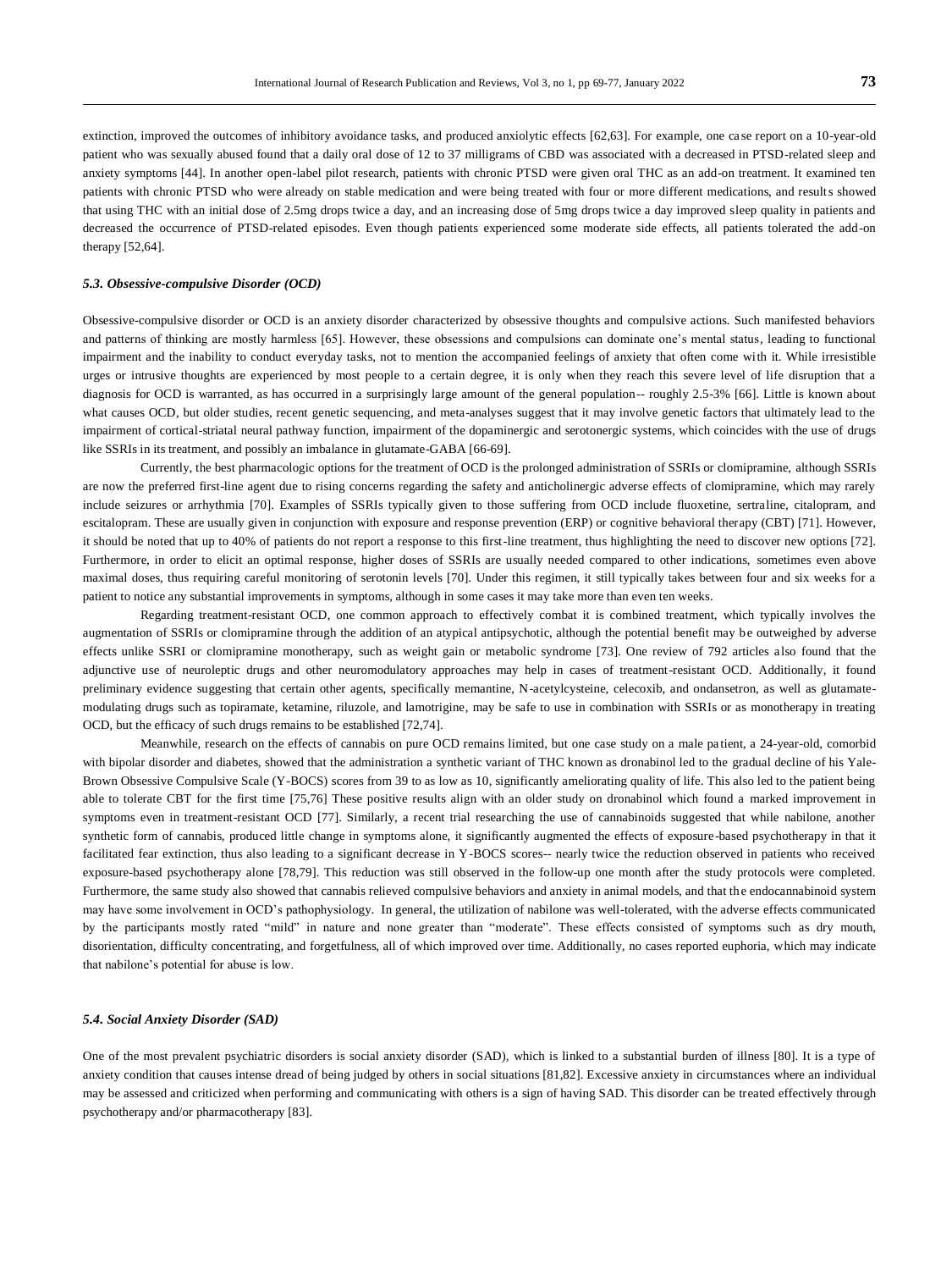extinction, improved the outcomes of inhibitory avoidance tasks, and produced anxiolytic effects [62,63]. For example, one case report on a 10-year-old patient who was sexually abused found that a daily oral dose of 12 to 37 milligrams of CBD was associated with a decreased in PTSD-related sleep and anxiety symptoms [44]. In another open-label pilot research, patients with chronic PTSD were given oral THC as an add-on treatment. It examined ten patients with chronic PTSD who were already on stable medication and were being treated with four or more different medications, and results showed that using THC with an initial dose of 2.5mg drops twice a day, and an increasing dose of 5mg drops twice a day improved sleep quality in patients and decreased the occurrence of PTSD-related episodes. Even though patients experienced some moderate side effects, all patients tolerated the add-on therapy [52,64].

### *5.3. Obsessive-compulsive Disorder (OCD)*

Obsessive-compulsive disorder or OCD is an anxiety disorder characterized by obsessive thoughts and compulsive actions. Such manifested behaviors and patterns of thinking are mostly harmless [65]. However, these obsessions and compulsions can dominate one's mental status, leading to functional impairment and the inability to conduct everyday tasks, not to mention the accompanied feelings of anxiety that often come with it. While irresistible urges or intrusive thoughts are experienced by most people to a certain degree, it is only when they reach this severe level of life disruption that a diagnosis for OCD is warranted, as has occurred in a surprisingly large amount of the general population-- roughly 2.5-3% [66]. Little is known about what causes OCD, but older studies, recent genetic sequencing, and meta-analyses suggest that it may involve genetic factors that ultimately lead to the impairment of cortical-striatal neural pathway function, impairment of the dopaminergic and serotonergic systems, which coincides with the use of drugs like SSRIs in its treatment, and possibly an imbalance in glutamate-GABA [66-69].

Currently, the best pharmacologic options for the treatment of OCD is the prolonged administration of SSRIs or clomipramine, although SSRIs are now the preferred first-line agent due to rising concerns regarding the safety and anticholinergic adverse effects of clomipramine, which may rarely include seizures or arrhythmia [70]. Examples of SSRIs typically given to those suffering from OCD include fluoxetine, sertraline, citalopram, and escitalopram. These are usually given in conjunction with exposure and response prevention (ERP) or cognitive behavioral therapy (CBT) [71]. However, it should be noted that up to 40% of patients do not report a response to this first-line treatment, thus highlighting the need to discover new options [72]. Furthermore, in order to elicit an optimal response, higher doses of SSRIs are usually needed compared to other indications, sometimes even above maximal doses, thus requiring careful monitoring of serotonin levels [70]. Under this regimen, it still typically takes between four and six weeks for a patient to notice any substantial improvements in symptoms, although in some cases it may take more than even ten weeks.

Regarding treatment-resistant OCD, one common approach to effectively combat it is combined treatment, which typically involves the augmentation of SSRIs or clomipramine through the addition of an atypical antipsychotic, although the potential benefit may be outweighed by adverse effects unlike SSRI or clomipramine monotherapy, such as weight gain or metabolic syndrome [73]. One review of 792 articles also found that the adjunctive use of neuroleptic drugs and other neuromodulatory approaches may help in cases of treatment-resistant OCD. Additionally, it found preliminary evidence suggesting that certain other agents, specifically memantine, N-acetylcysteine, celecoxib, and ondansetron, as well as glutamate-modulating drugs such as topiramate, ketamine, riluzole, and lamotrigine, may be safe to use in combination with SSRIs or as monotherapy in treating OCD, but the efficacy of such drugs remains to be established [72,74].

Meanwhile, research on the effects of cannabis on pure OCD remains limited, but one case study on a male patient, a 24-year-old, comorbid with bipolar disorder and diabetes, showed that the administration a synthetic variant of THC known as dronabinol led to the gradual decline of his Yale-Brown Obsessive Compulsive Scale (Y-BOCS) scores from 39 to as low as 10, significantly ameliorating quality of life. This also led to the patient being able to tolerate CBT for the first time [75,76] These positive results align with an older study on dronabinol which found a marked improvement in symptoms even in treatment-resistant OCD [77]. Similarly, a recent trial researching the use of cannabinoids suggested that while nabilone, another synthetic form of cannabis, produced little change in symptoms alone, it significantly augmented the effects of exposure-based psychotherapy in that it facilitated fear extinction, thus also leading to a significant decrease in Y-BOCS scores-- nearly twice the reduction observed in patients who received exposure-based psychotherapy alone [78,79]. This reduction was still observed in the follow-up one month after the study protocols were completed. Furthermore, the same study also showed that cannabis relieved compulsive behaviors and anxiety in animal models, and that the endocannabinoid system may have some involvement in OCD's pathophysiology. In general, the utilization of nabilone was well-tolerated, with the adverse effects communicated by the participants mostly rated "mild" in nature and none greater than "moderate". These effects consisted of symptoms such as dry mouth, disorientation, difficulty concentrating, and forgetfulness, all of which improved over time. Additionally, no cases reported euphoria, which may indicate that nabilone's potential for abuse is low.

### *5.4. Social Anxiety Disorder (SAD)*

One of the most prevalent psychiatric disorders is social anxiety disorder (SAD), which is linked to a substantial burden of illness [80]. It is a type of anxiety condition that causes intense dread of being judged by others in social situations [81,82]. Excessive anxiety in circumstances where an individual may be assessed and criticized when performing and communicating with others is a sign of having SAD. This disorder can be treated effectively through psychotherapy and/or pharmacotherapy [83].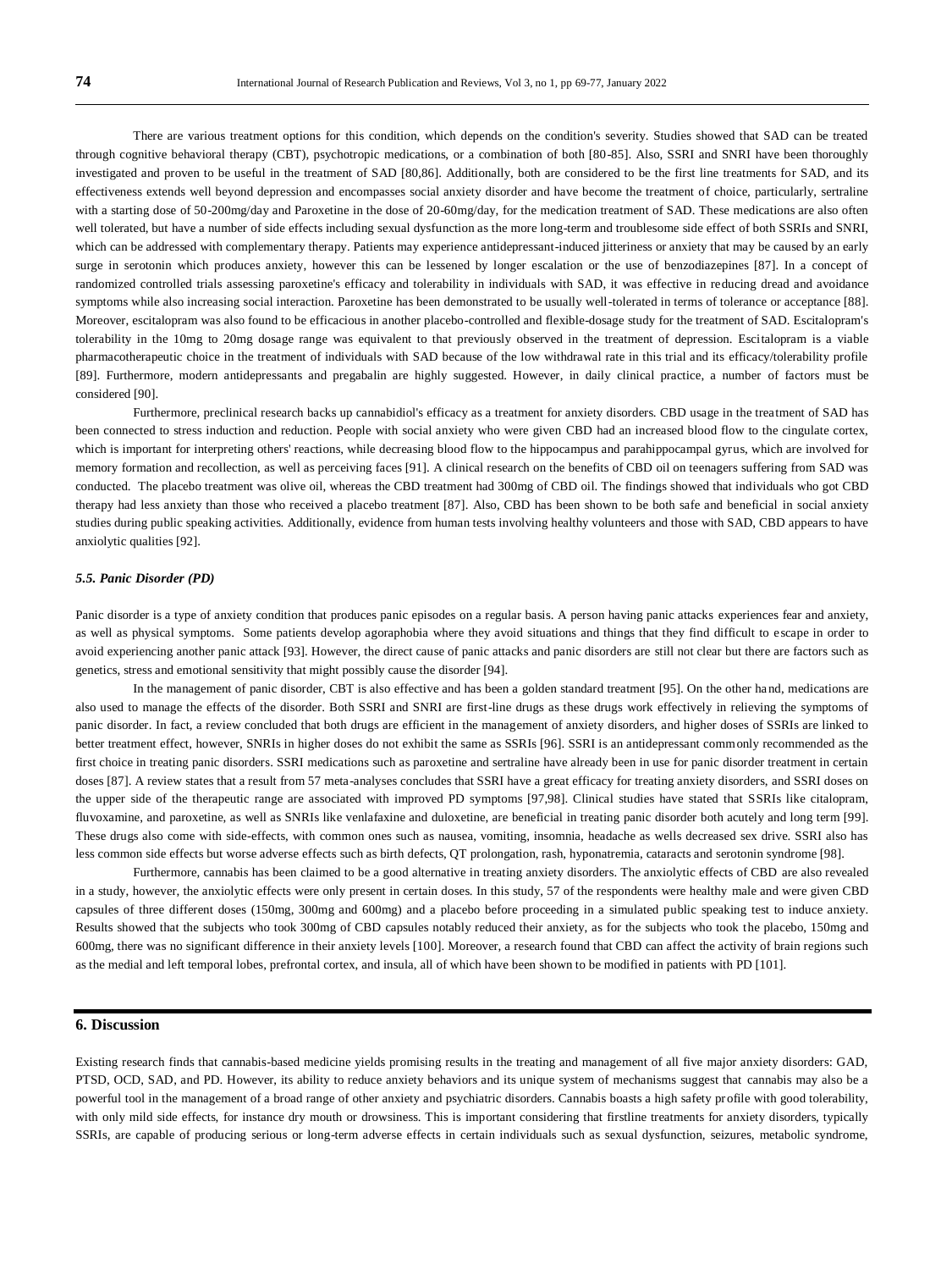There are various treatment options for this condition, which depends on the condition's severity. Studies showed that SAD can be treated through cognitive behavioral therapy (CBT), psychotropic medications, or a combination of both [80-85]. Also, SSRI and SNRI have been thoroughly investigated and proven to be useful in the treatment of SAD [80,86]. Additionally, both are considered to be the first line treatments for SAD, and its effectiveness extends well beyond depression and encompasses social anxiety disorder and have become the treatment of choice, particularly, sertraline with a starting dose of 50-200mg/day and Paroxetine in the dose of 20-60mg/day, for the medication treatment of SAD. These medications are also often well tolerated, but have a number of side effects including sexual dysfunction as the more long-term and troublesome side effect of both SSRIs and SNRI, which can be addressed with complementary therapy. Patients may experience antidepressant-induced jitteriness or anxiety that may be caused by an early surge in serotonin which produces anxiety, however this can be lessened by longer escalation or the use of benzodiazepines [87]. In a concept of randomized controlled trials assessing paroxetine's efficacy and tolerability in individuals with SAD, it was effective in reducing dread and avoidance symptoms while also increasing social interaction. Paroxetine has been demonstrated to be usually well-tolerated in terms of tolerance or acceptance [88]. Moreover, escitalopram was also found to be efficacious in another placebo-controlled and flexible-dosage study for the treatment of SAD. Escitalopram's tolerability in the 10mg to 20mg dosage range was equivalent to that previously observed in the treatment of depression. Escitalopram is a viable pharmacotherapeutic choice in the treatment of individuals with SAD because of the low withdrawal rate in this trial and its efficacy/tolerability profile [89]. Furthermore, modern antidepressants and pregabalin are highly suggested. However, in daily clinical practice, a number of factors must be considered [90].

Furthermore, preclinical research backs up cannabidiol's efficacy as a treatment for anxiety disorders. CBD usage in the treatment of SAD has been connected to stress induction and reduction. People with social anxiety who were given CBD had an increased blood flow to the cingulate cortex, which is important for interpreting others' reactions, while decreasing blood flow to the hippocampus and parahippocampal gyrus, which are involved for memory formation and recollection, as well as perceiving faces [91]. A clinical research on the benefits of CBD oil on teenagers suffering from SAD was conducted. The placebo treatment was olive oil, whereas the CBD treatment had 300mg of CBD oil. The findings showed that individuals who got CBD therapy had less anxiety than those who received a placebo treatment [87]. Also, CBD has been shown to be both safe and beneficial in social anxiety studies during public speaking activities. Additionally, evidence from human tests involving healthy volunteers and those with SAD, CBD appears to have anxiolytic qualities [92].

### *5.5. Panic Disorder (PD)*

Panic disorder is a type of anxiety condition that produces panic episodes on a regular basis. A person having panic attacks experiences fear and anxiety, as well as physical symptoms. Some patients develop agoraphobia where they avoid situations and things that they find difficult to escape in order to avoid experiencing another panic attack [93]. However, the direct cause of panic attacks and panic disorders are still not clear but there are factors such as genetics, stress and emotional sensitivity that might possibly cause the disorder [94].

In the management of panic disorder, CBT is also effective and has been a golden standard treatment [95]. On the other hand, medications are also used to manage the effects of the disorder. Both SSRI and SNRI are first-line drugs as these drugs work effectively in relieving the symptoms of panic disorder. In fact, a review concluded that both drugs are efficient in the management of anxiety disorders, and higher doses of SSRIs are linked to better treatment effect, however, SNRIs in higher doses do not exhibit the same as SSRIs [96]. SSRI is an antidepressant commonly recommended as the first choice in treating panic disorders. SSRI medications such as paroxetine and sertraline have already been in use for panic disorder treatment in certain doses [87]. A review states that a result from 57 meta-analyses concludes that SSRI have a great efficacy for treating anxiety disorders, and SSRI doses on the upper side of the therapeutic range are associated with improved PD symptoms [97,98]. Clinical studies have stated that SSRIs like citalopram, fluvoxamine, and paroxetine, as well as SNRIs like venlafaxine and duloxetine, are beneficial in treating panic disorder both acutely and long term [99]. These drugs also come with side-effects, with common ones such as nausea, vomiting, insomnia, headache as wells decreased sex drive. SSRI also has less common side effects but worse adverse effects such as birth defects, QT prolongation, rash, hyponatremia, cataracts and serotonin syndrome [98].

Furthermore, cannabis has been claimed to be a good alternative in treating anxiety disorders. The anxiolytic effects of CBD are also revealed in a study, however, the anxiolytic effects were only present in certain doses. In this study, 57 of the respondents were healthy male and were given CBD capsules of three different doses (150mg, 300mg and 600mg) and a placebo before proceeding in a simulated public speaking test to induce anxiety. Results showed that the subjects who took 300mg of CBD capsules notably reduced their anxiety, as for the subjects who took the placebo, 150mg and 600mg, there was no significant difference in their anxiety levels [100]. Moreover, a research found that CBD can affect the activity of brain regions such as the medial and left temporal lobes, prefrontal cortex, and insula, all of which have been shown to be modified in patients with PD [101].

## 6. Discussion

Existing research finds that cannabis-based medicine yields promising results in the treating and management of all five major anxiety disorders: GAD, PTSD, OCD, SAD, and PD. However, its ability to reduce anxiety behaviors and its unique system of mechanisms suggest that cannabis may also be a powerful tool in the management of a broad range of other anxiety and psychiatric disorders. Cannabis boasts a high safety profile with good tolerability, with only mild side effects, for instance dry mouth or drowsiness. This is important considering that firstline treatments for anxiety disorders, typically SSRIs, are capable of producing serious or long-term adverse effects in certain individuals such as sexual dysfunction, seizures, metabolic syndrome,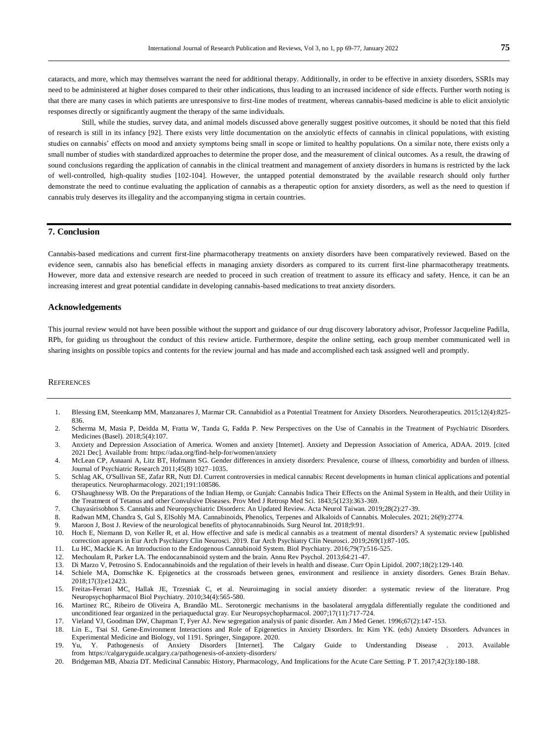cataracts, and more, which may themselves warrant the need for additional therapy. Additionally, in order to be effective in anxiety disorders, SSRIs may need to be administered at higher doses compared to their other indications, thus leading to an increased incidence of side effects. Further worth noting is that there are many cases in which patients are unresponsive to first-line modes of treatment, whereas cannabis-based medicine is able to elicit anxiolytic responses directly or significantly augment the therapy of the same individuals.

Still, while the studies, survey data, and animal models discussed above generally suggest positive outcomes, it should be noted that this field of research is still in its infancy [92]. There exists very little documentation on the anxiolytic effects of cannabis in clinical populations, with existing studies on cannabis' effects on mood and anxiety symptoms being small in scope or limited to healthy populations. On a similar note, there exists only a small number of studies with standardized approaches to determine the proper dose, and the measurement of clinical outcomes. As a result, the drawing of sound conclusions regarding the application of cannabis in the clinical treatment and management of anxiety disorders in humans is restricted by the lack of well-controlled, high-quality studies [102-104]. However, the untapped potential demonstrated by the available research should only further demonstrate the need to continue evaluating the application of cannabis as a therapeutic option for anxiety disorders, as well as the need to question if cannabis truly deserves its illegality and the accompanying stigma in certain countries.

## 7. Conclusion

Cannabis-based medications and current first-line pharmacotherapy treatments on anxiety disorders have been comparatively reviewed. Based on the evidence seen, cannabis also has beneficial effects in managing anxiety disorders as compared to its current first-line pharmacotherapy treatments. However, more data and extensive research are needed to proceed in such creation of treatment to assure its efficacy and safety. Hence, it can be an increasing interest and great potential candidate in developing cannabis-based medications to treat anxiety disorders.

## Acknowledgements

This journal review would not have been possible without the support and guidance of our drug discovery laboratory advisor, Professor Jacqueline Padilla, RPh, for guiding us throughout the conduct of this review article. Furthermore, despite the online setting, each group member communicated well in sharing insights on possible topics and contents for the review journal and has made and accomplished each task assigned well and promptly.

## References

1. Blessing EM, Steenkamp MM, Manzanares J, Marmar CR. Cannabidiol as a Potential Treatment for Anxiety Disorders. Neurotherapeutics. 2015;12(4):825-836.
2. Scherma M, Masia P, Deidda M, Fratta W, Tanda G, Fadda P. New Perspectives on the Use of Cannabis in the Treatment of Psychiatric Disorders. Medicines (Basel). 2018;5(4):107.
3. Anxiety and Depression Association of America. Women and anxiety [Internet]. Anxiety and Depression Association of America, ADAA. 2019. [cited 2021 Dec]. Available from: https://adaa.org/find-help-for/women/anxiety
4. McLean CP, Asnaani A, Litz BT, Hofmann SG. Gender differences in anxiety disorders: Prevalence, course of illness, comorbidity and burden of illness. Journal of Psychiatric Research 2011;45(8) 1027–1035.
5. Schlag AK, O'Sullivan SE, Zafar RR, Nutt DJ. Current controversies in medical cannabis: Recent developments in human clinical applications and potential therapeutics. Neuropharmacology. 2021;191:108586.
6. O'Shaughnessy WB. On the Preparations of the Indian Hemp, or Gunjah: Cannabis Indica Their Effects on the Animal System in Health, and their Utility in the Treatment of Tetanus and other Convulsive Diseases. Prov Med J Retrosp Med Sci. 1843;5(123):363-369.
7. Chayasirisobhon S. Cannabis and Neuropsychiatric Disorders: An Updated Review. Acta Neurol Taiwan. 2019;28(2):27-39.
8. Radwan MM, Chandra S, Gul S, ElSohly MA. Cannabinoids, Phenolics, Terpenes and Alkaloids of Cannabis. Molecules. 2021; 26(9):2774.
9. Maroon J, Bost J. Review of the neurological benefits of phytocannabinoids. Surg Neurol Int. 2018;9:91.
10. Hoch E, Niemann D, von Keller R, et al. How effective and safe is medical cannabis as a treatment of mental disorders? A systematic review [published correction appears in Eur Arch Psychiatry Clin Neurosci. 2019. Eur Arch Psychiatry Clin Neurosci. 2019;269(1):87-105.
11. Lu HC, Mackie K. An Introduction to the Endogenous Cannabinoid System. Biol Psychiatry. 2016;79(7):516-525.
12. Mechoulam R, Parker LA. The endocannabinoid system and the brain. Annu Rev Psychol. 2013;64:21-47.
13. Di Marzo V, Petrosino S. Endocannabinoids and the regulation of their levels in health and disease. Curr Opin Lipidol. 2007;18(2):129-140.
14. Schiele MA, Domschke K. Epigenetics at the crossroads between genes, environment and resilience in anxiety disorders. Genes Brain Behav. 2018;17(3):e12423.
15. Freitas-Ferrari MC, Hallak JE, Trzesniak C, et al. Neuroimaging in social anxiety disorder: a systematic review of the literature. Prog Neuropsychopharmacol Biol Psychiatry. 2010;34(4):565-580.
16. Martinez RC, Ribeiro de Oliveira A, Brandão ML. Serotonergic mechanisms in the basolateral amygdala differentially regulate the conditioned and unconditioned fear organized in the periaqueductal gray. Eur Neuropsychopharmacol. 2007;17(11):717-724.
17. Vieland VJ, Goodman DW, Chapman T, Fyer AJ. New segregation analysis of panic disorder. Am J Med Genet. 1996;67(2):147-153.
18. Lin E., Tsai SJ. Gene-Environment Interactions and Role of Epigenetics in Anxiety Disorders. In: Kim YK. (eds) Anxiety Disorders. Advances in Experimental Medicine and Biology, vol 1191. Springer, Singapore. 2020.
19. Yu, Y. Pathogenesis of Anxiety Disorders [Internet]. The Calgary Guide to Understanding Disease . 2013. Available from https://calgaryguide.ucalgary.ca/pathogenesis-of-anxiety-disorders/
20. Bridgeman MB, Abazia DT. Medicinal Cannabis: History, Pharmacology, And Implications for the Acute Care Setting. P T. 2017;42(3):180-188.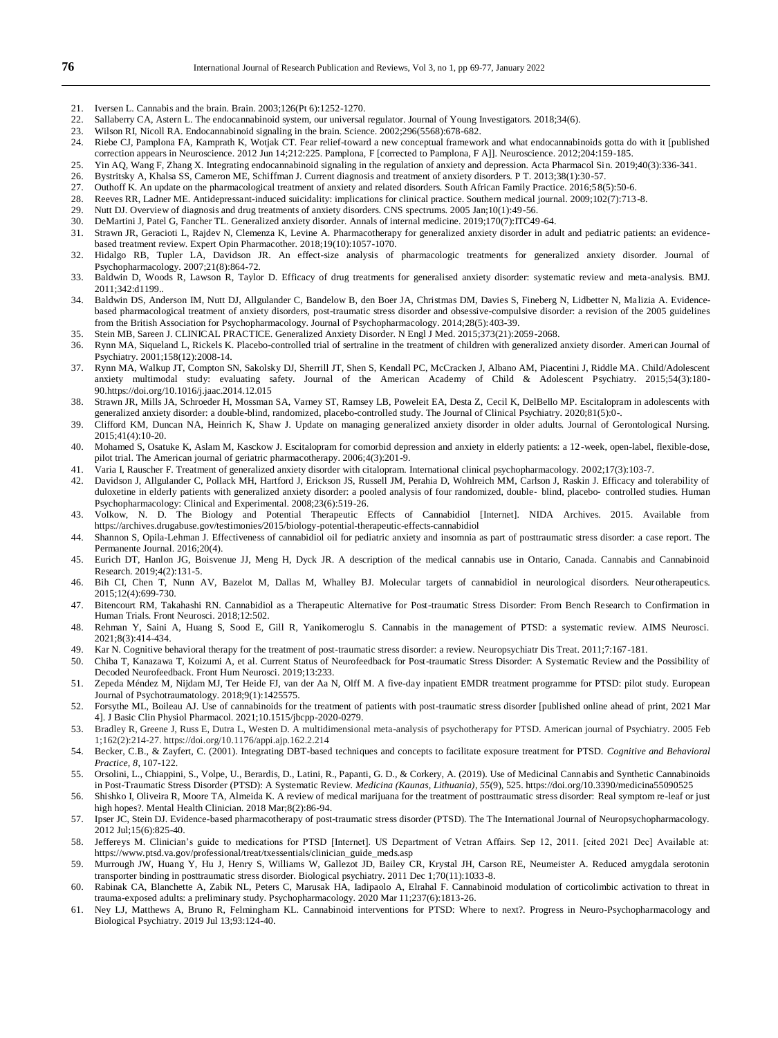21. Iversen L. Cannabis and the brain. Brain. 2003;126(Pt 6):1252-1270.
22. Sallaberry CA, Astern L. The endocannabinoid system, our universal regulator. Journal of Young Investigators. 2018;34(6).
23. Wilson RI, Nicoll RA. Endocannabinoid signaling in the brain. Science. 2002;296(5568):678-682.
24. Riebe CJ, Pamplona FA, Kamprath K, Wotjak CT. Fear relief-toward a new conceptual framework and what endocannabinoids gotta do with it [published correction appears in Neuroscience. 2012 Jun 14;212:225. Pamplona, F [corrected to Pamplona, F A]]. Neuroscience. 2012;204:159-185.
25. Yin AQ, Wang F, Zhang X. Integrating endocannabinoid signaling in the regulation of anxiety and depression. Acta Pharmacol Sin. 2019;40(3):336-341.
26. Bystritsky A, Khalsa SS, Cameron ME, Schiffman J. Current diagnosis and treatment of anxiety disorders. P T. 2013;38(1):30-57.
27. Outhoff K. An update on the pharmacological treatment of anxiety and related disorders. South African Family Practice. 2016;58(5):50-6.
28. Reeves RR, Ladner ME. Antidepressant-induced suicidality: implications for clinical practice. Southern medical journal. 2009;102(7):713-8.
29. Nutt DJ. Overview of diagnosis and drug treatments of anxiety disorders. CNS spectrums. 2005 Jan;10(1):49-56.
30. DeMartini J, Patel G, Fancher TL. Generalized anxiety disorder. Annals of internal medicine. 2019;170(7):ITC49-64.
31. Strawn JR, Geracioti L, Rajdev N, Clemenza K, Levine A. Pharmacotherapy for generalized anxiety disorder in adult and pediatric patients: an evidence-based treatment review. Expert Opin Pharmacother. 2018;19(10):1057-1070.
32. Hidalgo RB, Tupler LA, Davidson JR. An effect-size analysis of pharmacologic treatments for generalized anxiety disorder. Journal of Psychopharmacology. 2007;21(8):864-72.
33. Baldwin D, Woods R, Lawson R, Taylor D. Efficacy of drug treatments for generalised anxiety disorder: systematic review and meta-analysis. BMJ. 2011;342:d1199..
34. Baldwin DS, Anderson IM, Nutt DJ, Allgulander C, Bandelow B, den Boer JA, Christmas DM, Davies S, Fineberg N, Lidbetter N, Malizia A. Evidence-based pharmacological treatment of anxiety disorders, post-traumatic stress disorder and obsessive-compulsive disorder: a revision of the 2005 guidelines from the British Association for Psychopharmacology. Journal of Psychopharmacology. 2014;28(5):403-39.
35. Stein MB, Sareen J. CLINICAL PRACTICE. Generalized Anxiety Disorder. N Engl J Med. 2015;373(21):2059-2068.
36. Rynn MA, Siqueland L, Rickels K. Placebo-controlled trial of sertraline in the treatment of children with generalized anxiety disorder. American Journal of Psychiatry. 2001;158(12):2008-14.
37. Rynn MA, Walkup JT, Compton SN, Sakolsky DJ, Sherrill JT, Shen S, Kendall PC, McCracken J, Albano AM, Piacentini J, Riddle MA. Child/Adolescent anxiety multimodal study: evaluating safety. Journal of the American Academy of Child & Adolescent Psychiatry. 2015;54(3):180-90.https://doi.org/10.1016/j.jaac.2014.12.015
38. Strawn JR, Mills JA, Schroeder H, Mossman SA, Varney ST, Ramsey LB, Poweleit EA, Desta Z, Cecil K, DelBello MP. Escitalopram in adolescents with generalized anxiety disorder: a double-blind, randomized, placebo-controlled study. The Journal of Clinical Psychiatry. 2020;81(5):0-.
39. Clifford KM, Duncan NA, Heinrich K, Shaw J. Update on managing generalized anxiety disorder in older adults. Journal of Gerontological Nursing. 2015;41(4):10-20.
40. Mohamed S, Osatuke K, Aslam M, Kasckow J. Escitalopram for comorbid depression and anxiety in elderly patients: a 12-week, open-label, flexible-dose, pilot trial. The American journal of geriatric pharmacotherapy. 2006;4(3):201-9.
41. Varia I, Rauscher F. Treatment of generalized anxiety disorder with citalopram. International clinical psychopharmacology. 2002;17(3):103-7.
42. Davidson J, Allgulander C, Pollack MH, Hartford J, Erickson JS, Russell JM, Perahia D, Wohlreich MM, Carlson J, Raskin J. Efficacy and tolerability of duloxetine in elderly patients with generalized anxiety disorder: a pooled analysis of four randomized, double- blind, placebo- controlled studies. Human Psychopharmacology: Clinical and Experimental. 2008;23(6):519-26.
43. Volkow, N. D. The Biology and Potential Therapeutic Effects of Cannabidiol [Internet]. NIDA Archives. 2015. Available from https://archives.drugabuse.gov/testimonies/2015/biology-potential-therapeutic-effects-cannabidiol
44. Shannon S, Opila-Lehman J. Effectiveness of cannabidiol oil for pediatric anxiety and insomnia as part of posttraumatic stress disorder: a case report. The Permanente Journal. 2016;20(4).
45. Eurich DT, Hanlon JG, Boisvenue JJ, Meng H, Dyck JR. A description of the medical cannabis use in Ontario, Canada. Cannabis and Cannabinoid Research. 2019;4(2):131-5.
46. Bih CI, Chen T, Nunn AV, Bazelot M, Dallas M, Whalley BJ. Molecular targets of cannabidiol in neurological disorders. Neurotherapeutics. 2015;12(4):699-730.
47. Bitencourt RM, Takahashi RN. Cannabidiol as a Therapeutic Alternative for Post-traumatic Stress Disorder: From Bench Research to Confirmation in Human Trials. Front Neurosci. 2018;12:502.
48. Rehman Y, Saini A, Huang S, Sood E, Gill R, Yanikomeroglu S. Cannabis in the management of PTSD: a systematic review. AIMS Neurosci. 2021;8(3):414-434.
49. Kar N. Cognitive behavioral therapy for the treatment of post-traumatic stress disorder: a review. Neuropsychiatr Dis Treat. 2011;7:167-181.
50. Chiba T, Kanazawa T, Koizumi A, et al. Current Status of Neurofeedback for Post-traumatic Stress Disorder: A Systematic Review and the Possibility of Decoded Neurofeedback. Front Hum Neurosci. 2019;13:233.
51. Zepeda Méndez M, Nijdam MJ, Ter Heide FJ, van der Aa N, Olff M. A five-day inpatient EMDR treatment programme for PTSD: pilot study. European Journal of Psychotraumatology. 2018;9(1):1425575.
52. Forsythe ML, Boileau AJ. Use of cannabinoids for the treatment of patients with post-traumatic stress disorder [published online ahead of print, 2021 Mar 4]. J Basic Clin Physiol Pharmacol. 2021;10.1515/jbcpp-2020-0279.
53. Bradley R, Greene J, Russ E, Dutra L, Westen D. A multidimensional meta-analysis of psychotherapy for PTSD. American journal of Psychiatry. 2005 Feb 1;162(2):214-27. https://doi.org/10.1176/appi.ajp.162.2.214
54. Becker, C.B., & Zayfert, C. (2001). Integrating DBT-based techniques and concepts to facilitate exposure treatment for PTSD. *Cognitive and Behavioral Practice, 8*, 107-122.
55. Orsolini, L., Chiappini, S., Volpe, U., Berardis, D., Latini, R., Papanti, G. D., & Corkery, A. (2019). Use of Medicinal Cannabis and Synthetic Cannabinoids in Post-Traumatic Stress Disorder (PTSD): A Systematic Review. *Medicina (Kaunas, Lithuania)*, *55*(9), 525. https://doi.org/10.3390/medicina55090525
56. Shishko I, Oliveira R, Moore TA, Almeida K. A review of medical marijuana for the treatment of posttraumatic stress disorder: Real symptom re-leaf or just high hopes?. Mental Health Clinician. 2018 Mar;8(2):86-94.
57. Ipser JC, Stein DJ. Evidence-based pharmacotherapy of post-traumatic stress disorder (PTSD). The The International Journal of Neuropsychopharmacology. 2012 Jul;15(6):825-40.
58. Jeffereys M. Clinician's guide to medications for PTSD [Internet]. US Department of Vetran Affairs. Sep 12, 2011. [cited 2021 Dec] Available at: https://www.ptsd.va.gov/professional/treat/txessentials/clinician_guide_meds.asp
59. Murrough JW, Huang Y, Hu J, Henry S, Williams W, Gallezot JD, Bailey CR, Krystal JH, Carson RE, Neumeister A. Reduced amygdala serotonin transporter binding in posttraumatic stress disorder. Biological psychiatry. 2011 Dec 1;70(11):1033-8.
60. Rabinak CA, Blanchette A, Zabik NL, Peters C, Marusak HA, Iadipaolo A, Elrahal F. Cannabinoid modulation of corticolimbic activation to threat in trauma-exposed adults: a preliminary study. Psychopharmacology. 2020 Mar 11;237(6):1813-26.
61. Ney LJ, Matthews A, Bruno R, Felmingham KL. Cannabinoid interventions for PTSD: Where to next?. Progress in Neuro-Psychopharmacology and Biological Psychiatry. 2019 Jul 13;93:124-40.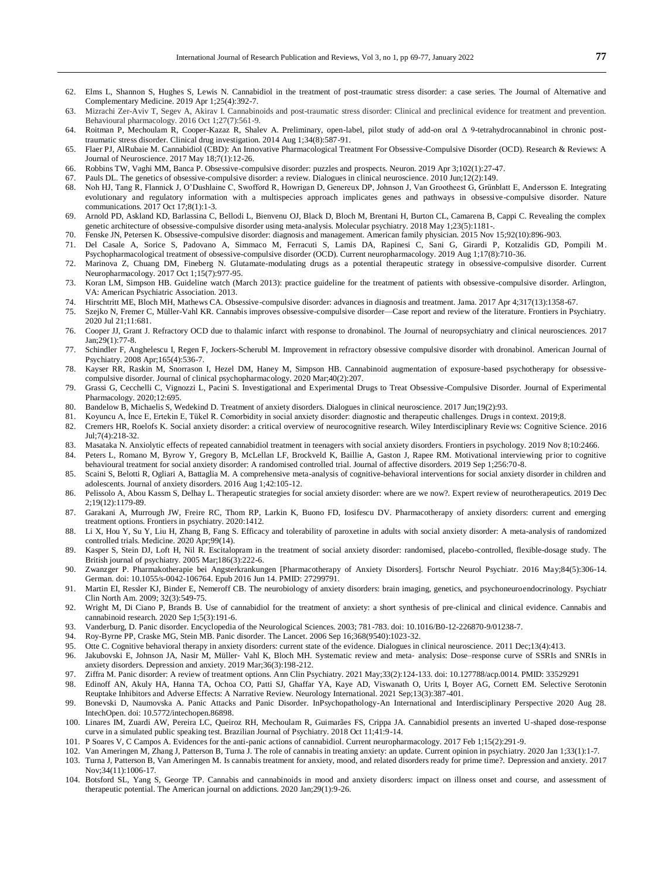62. Elms L, Shannon S, Hughes S, Lewis N. Cannabidiol in the treatment of post-traumatic stress disorder: a case series. The Journal of Alternative and Complementary Medicine. 2019 Apr 1;25(4):392-7.
63. Mizrachi Zer-Aviv T, Segev A, Akirav I. Cannabinoids and post-traumatic stress disorder: Clinical and preclinical evidence for treatment and prevention. Behavioural pharmacology. 2016 Oct 1;27(7):561-9.
64. Roitman P, Mechoulam R, Cooper-Kazaz R, Shalev A. Preliminary, open-label, pilot study of add-on oral Δ 9-tetrahydrocannabinol in chronic post-traumatic stress disorder. Clinical drug investigation. 2014 Aug 1;34(8):587-91.
65. Flaer PJ, AlRubaie M. Cannabidiol (CBD): An Innovative Pharmacological Treatment For Obsessive-Compulsive Disorder (OCD). Research & Reviews: A Journal of Neuroscience. 2017 May 18;7(1):12-26.
66. Robbins TW, Vaghi MM, Banca P. Obsessive-compulsive disorder: puzzles and prospects. Neuron. 2019 Apr 3;102(1):27-47.
67. Pauls DL. The genetics of obsessive-compulsive disorder: a review. Dialogues in clinical neuroscience. 2010 Jun;12(2):149.
68. Noh HJ, Tang R, Flannick J, O'Dushlaine C, Swofford R, Howrigan D, Genereux DP, Johnson J, Van Grootheest G, Grünblatt E, Andersson E. Integrating evolutionary and regulatory information with a multispecies approach implicates genes and pathways in obsessive-compulsive disorder. Nature communications. 2017 Oct 17;8(1):1-3.
69. Arnold PD, Askland KD, Barlassina C, Bellodi L, Bienvenu OJ, Black D, Bloch M, Brentani H, Burton CL, Camarena B, Cappi C. Revealing the complex genetic architecture of obsessive-compulsive disorder using meta-analysis. Molecular psychiatry. 2018 May 1;23(5):1181-.
70. Fenske JN, Petersen K. Obsessive-compulsive disorder: diagnosis and management. American family physician. 2015 Nov 15;92(10):896-903.
71. Del Casale A, Sorice S, Padovano A, Simmaco M, Ferracuti S, Lamis DA, Rapinesi C, Sani G, Girardi P, Kotzalidis GD, Pompili M. Psychopharmacological treatment of obsessive-compulsive disorder (OCD). Current neuropharmacology. 2019 Aug 1;17(8):710-36.
72. Marinova Z, Chuang DM, Fineberg N. Glutamate-modulating drugs as a potential therapeutic strategy in obsessive-compulsive disorder. Current Neuropharmacology. 2017 Oct 1;15(7):977-95.
73. Koran LM, Simpson HB. Guideline watch (March 2013): practice guideline for the treatment of patients with obsessive-compulsive disorder. Arlington, VA: American Psychiatric Association. 2013.
74. Hirschtritt ME, Bloch MH, Mathews CA. Obsessive-compulsive disorder: advances in diagnosis and treatment. Jama. 2017 Apr 4;317(13):1358-67.
75. Szejko N, Fremer C, Müller-Vahl KR. Cannabis improves obsessive-compulsive disorder—Case report and review of the literature. Frontiers in Psychiatry. 2020 Jul 21;11:681.
76. Cooper JJ, Grant J. Refractory OCD due to thalamic infarct with response to dronabinol. The Journal of neuropsychiatry and clinical neurosciences. 2017 Jan;29(1):77-8.
77. Schindler F, Anghelescu I, Regen F, Jockers-Scherubl M. Improvement in refractory obsessive compulsive disorder with dronabinol. American Journal of Psychiatry. 2008 Apr;165(4):536-7.
78. Kayser RR, Raskin M, Snorrason I, Hezel DM, Haney M, Simpson HB. Cannabinoid augmentation of exposure-based psychotherapy for obsessive-compulsive disorder. Journal of clinical psychopharmacology. 2020 Mar;40(2):207.
79. Grassi G, Cecchelli C, Vignozzi L, Pacini S. Investigational and Experimental Drugs to Treat Obsessive-Compulsive Disorder. Journal of Experimental Pharmacology. 2020;12:695.
80. Bandelow B, Michaelis S, Wedekind D. Treatment of anxiety disorders. Dialogues in clinical neuroscience. 2017 Jun;19(2):93.
81. Koyuncu A, İnce E, Ertekin E, Tükel R. Comorbidity in social anxiety disorder: diagnostic and therapeutic challenges. Drugs in context. 2019;8.
82. Cremers HR, Roelofs K. Social anxiety disorder: a critical overview of neurocognitive research. Wiley Interdisciplinary Reviews: Cognitive Science. 2016 Jul;7(4):218-32.
83. Masataka N. Anxiolytic effects of repeated cannabidiol treatment in teenagers with social anxiety disorders. Frontiers in psychology. 2019 Nov 8;10:2466.
84. Peters L, Romano M, Byrow Y, Gregory B, McLellan LF, Brockveld K, Baillie A, Gaston J, Rapee RM. Motivational interviewing prior to cognitive behavioural treatment for social anxiety disorder: A randomised controlled trial. Journal of affective disorders. 2019 Sep 1;256:70-8.
85. Scaini S, Belotti R, Ogliari A, Battaglia M. A comprehensive meta-analysis of cognitive-behavioral interventions for social anxiety disorder in children and adolescents. Journal of anxiety disorders. 2016 Aug 1;42:105-12.
86. Pelissolo A, Abou Kassm S, Delhay L. Therapeutic strategies for social anxiety disorder: where are we now?. Expert review of neurotherapeutics. 2019 Dec 2;19(12):1179-89.
87. Garakani A, Murrough JW, Freire RC, Thom RP, Larkin K, Buono FD, Iosifescu DV. Pharmacotherapy of anxiety disorders: current and emerging treatment options. Frontiers in psychiatry. 2020:1412.
88. Li X, Hou Y, Su Y, Liu H, Zhang B, Fang S. Efficacy and tolerability of paroxetine in adults with social anxiety disorder: A meta-analysis of randomized controlled trials. Medicine. 2020 Apr;99(14).
89. Kasper S, Stein DJ, Loft H, Nil R. Escitalopram in the treatment of social anxiety disorder: randomised, placebo-controlled, flexible-dosage study. The British journal of psychiatry. 2005 Mar;186(3):222-6.
90. Zwanzger P. Pharmakotherapie bei Angsterkrankungen [Pharmacotherapy of Anxiety Disorders]. Fortschr Neurol Psychiatr. 2016 May;84(5):306-14. German. doi: 10.1055/s-0042-106764. Epub 2016 Jun 14. PMID: 27299791.
91. Martin EI, Ressler KJ, Binder E, Nemeroff CB. The neurobiology of anxiety disorders: brain imaging, genetics, and psychoneuroendocrinology. Psychiatr Clin North Am. 2009; 32(3):549-75.
92. Wright M, Di Ciano P, Brands B. Use of cannabidiol for the treatment of anxiety: a short synthesis of pre-clinical and clinical evidence. Cannabis and cannabinoid research. 2020 Sep 1;5(3):191-6.
93. Vanderburg, D. Panic disorder. Encyclopedia of the Neurological Sciences. 2003; 781-783. doi: 10.1016/B0-12-226870-9/01238-7.
94. Roy-Byrne PP, Craske MG, Stein MB. Panic disorder. The Lancet. 2006 Sep 16;368(9540):1023-32.
95. Otte C. Cognitive behavioral therapy in anxiety disorders: current state of the evidence. Dialogues in clinical neuroscience. 2011 Dec;13(4):413.
96. Jakubovski E, Johnson JA, Nasir M, Müller- Vahl K, Bloch MH. Systematic review and meta- analysis: Dose–response curve of SSRIs and SNRIs in anxiety disorders. Depression and anxiety. 2019 Mar;36(3):198-212.
97. Ziffra M. Panic disorder: A review of treatment options. Ann Clin Psychiatry. 2021 May;33(2):124-133. doi: 10.127788/acp.0014. PMID: 33529291
98. Edinoff AN, Akuly HA, Hanna TA, Ochoa CO, Patti SJ, Ghaffar YA, Kaye AD, Viswanath O, Urits I, Boyer AG, Cornett EM. Selective Serotonin Reuptake Inhibitors and Adverse Effects: A Narrative Review. Neurology International. 2021 Sep;13(3):387-401.
99. Bonevski D, Naumovska A. Panic Attacks and Panic Disorder. InPsychopathology-An International and Interdisciplinary Perspective 2020 Aug 28. IntechOpen. doi: 10.5772/intechopen.86898.
100. Linares IM, Zuardi AW, Pereira LC, Queiroz RH, Mechoulam R, Guimarães FS, Crippa JA. Cannabidiol presents an inverted U-shaped dose-response curve in a simulated public speaking test. Brazilian Journal of Psychiatry. 2018 Oct 11;41:9-14.
101. P Soares V, C Campos A. Evidences for the anti-panic actions of cannabidiol. Current neuropharmacology. 2017 Feb 1;15(2):291-9.
102. Van Ameringen M, Zhang J, Patterson B, Turna J. The role of cannabis in treating anxiety: an update. Current opinion in psychiatry. 2020 Jan 1;33(1):1-7.
103. Turna J, Patterson B, Van Ameringen M. Is cannabis treatment for anxiety, mood, and related disorders ready for prime time?. Depression and anxiety. 2017 Nov;34(11):1006-17.
104. Botsford SL, Yang S, George TP. Cannabis and cannabinoids in mood and anxiety disorders: impact on illness onset and course, and assessment of therapeutic potential. The American journal on addictions. 2020 Jan;29(1):9-26.